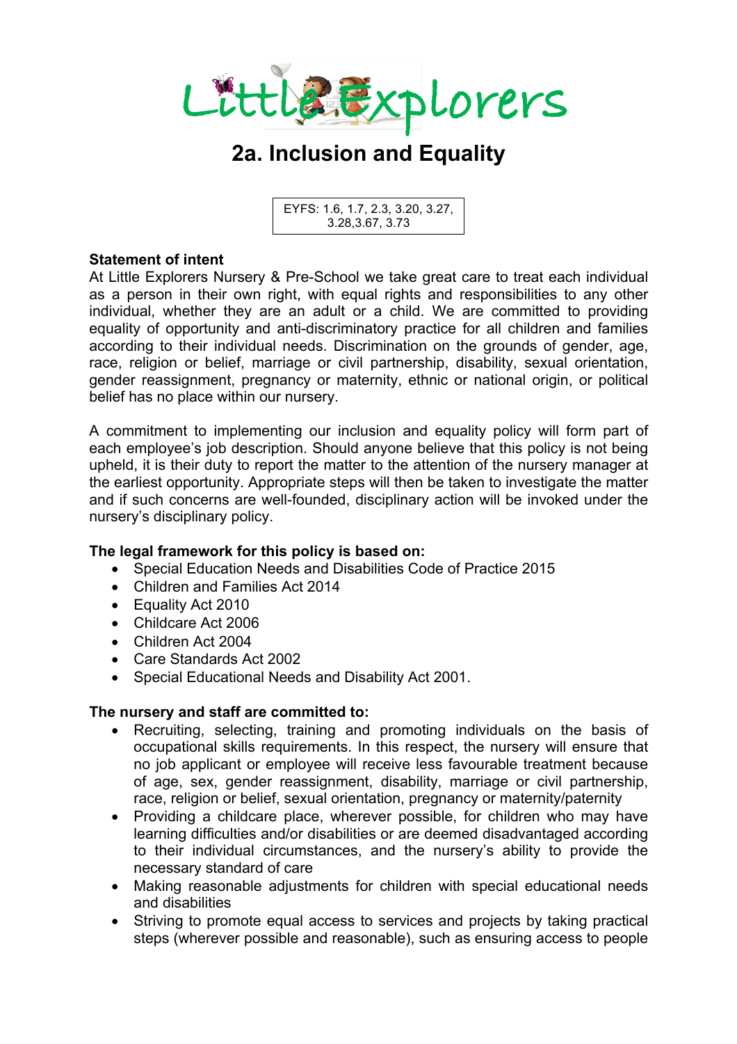Little Explorers

# 2a. Inclusion and Equality

EYFS: 1.6, 1.7, 2.3, 3.20, 3.27, 3.28,3.67, 3.73

**Statement of intent**

At Little Explorers Nursery & Pre-School we take great care to treat each individual as a person in their own right, with equal rights and responsibilities to any other individual, whether they are an adult or a child. We are committed to providing equality of opportunity and anti-discriminatory practice for all children and families according to their individual needs. Discrimination on the grounds of gender, age, race, religion or belief, marriage or civil partnership, disability, sexual orientation, gender reassignment, pregnancy or maternity, ethnic or national origin, or political belief has no place within our nursery.

A commitment to implementing our inclusion and equality policy will form part of each employee's job description. Should anyone believe that this policy is not being upheld, it is their duty to report the matter to the attention of the nursery manager at the earliest opportunity. Appropriate steps will then be taken to investigate the matter and if such concerns are well-founded, disciplinary action will be invoked under the nursery's disciplinary policy.

**The legal framework for this policy is based on:**

- Special Education Needs and Disabilities Code of Practice 2015
- Children and Families Act 2014
- Equality Act 2010
- Childcare Act 2006
- Children Act 2004
- Care Standards Act 2002
- Special Educational Needs and Disability Act 2001.

**The nursery and staff are committed to:**

- Recruiting, selecting, training and promoting individuals on the basis of occupational skills requirements. In this respect, the nursery will ensure that no job applicant or employee will receive less favourable treatment because of age, sex, gender reassignment, disability, marriage or civil partnership, race, religion or belief, sexual orientation, pregnancy or maternity/paternity
- Providing a childcare place, wherever possible, for children who may have learning difficulties and/or disabilities or are deemed disadvantaged according to their individual circumstances, and the nursery's ability to provide the necessary standard of care
- Making reasonable adjustments for children with special educational needs and disabilities
- Striving to promote equal access to services and projects by taking practical steps (wherever possible and reasonable), such as ensuring access to people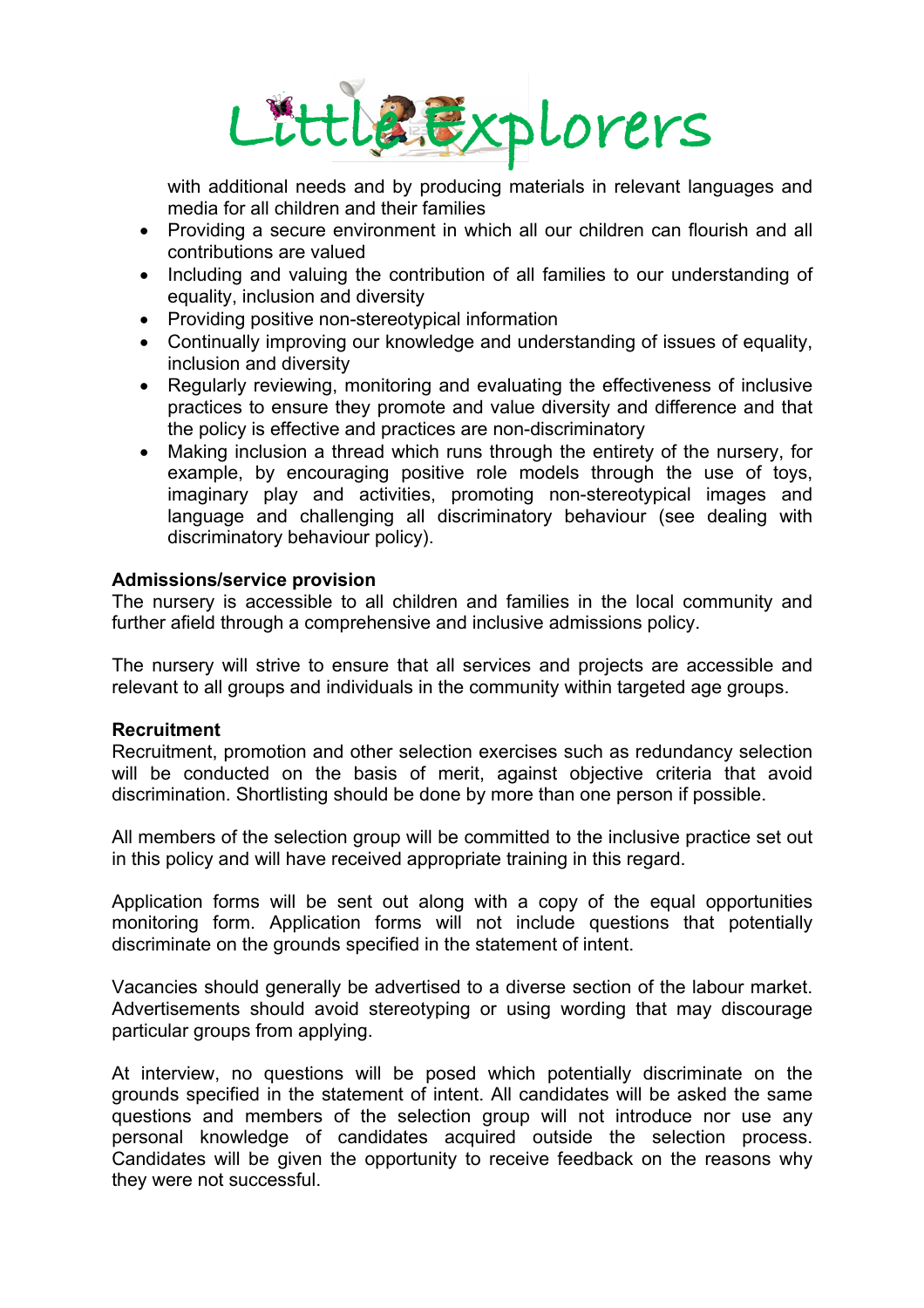with additional needs and by producing materials in relevant languages and media for all children and their families

- Providing a secure environment in which all our children can flourish and all contributions are valued
- Including and valuing the contribution of all families to our understanding of equality, inclusion and diversity
- Providing positive non-stereotypical information
- Continually improving our knowledge and understanding of issues of equality, inclusion and diversity
- Regularly reviewing, monitoring and evaluating the effectiveness of inclusive practices to ensure they promote and value diversity and difference and that the policy is effective and practices are non-discriminatory
- Making inclusion a thread which runs through the entirety of the nursery, for example, by encouraging positive role models through the use of toys, imaginary play and activities, promoting non-stereotypical images and language and challenging all discriminatory behaviour (see dealing with discriminatory behaviour policy).

**Admissions/service provision**

The nursery is accessible to all children and families in the local community and further afield through a comprehensive and inclusive admissions policy.

The nursery will strive to ensure that all services and projects are accessible and relevant to all groups and individuals in the community within targeted age groups.

**Recruitment**

Recruitment, promotion and other selection exercises such as redundancy selection will be conducted on the basis of merit, against objective criteria that avoid discrimination. Shortlisting should be done by more than one person if possible.

All members of the selection group will be committed to the inclusive practice set out in this policy and will have received appropriate training in this regard.

Application forms will be sent out along with a copy of the equal opportunities monitoring form. Application forms will not include questions that potentially discriminate on the grounds specified in the statement of intent.

Vacancies should generally be advertised to a diverse section of the labour market. Advertisements should avoid stereotyping or using wording that may discourage particular groups from applying.

At interview, no questions will be posed which potentially discriminate on the grounds specified in the statement of intent. All candidates will be asked the same questions and members of the selection group will not introduce nor use any personal knowledge of candidates acquired outside the selection process. Candidates will be given the opportunity to receive feedback on the reasons why they were not successful.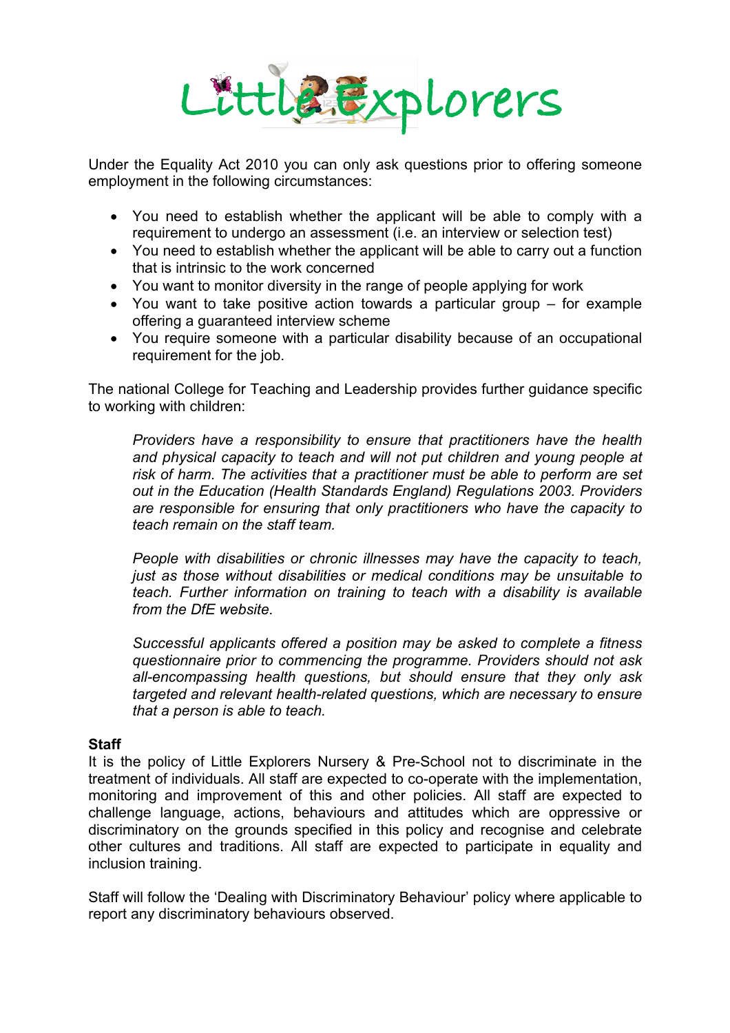Under the Equality Act 2010 you can only ask questions prior to offering someone employment in the following circumstances:

- You need to establish whether the applicant will be able to comply with a requirement to undergo an assessment (i.e. an interview or selection test)
- You need to establish whether the applicant will be able to carry out a function that is intrinsic to the work concerned
- You want to monitor diversity in the range of people applying for work
- You want to take positive action towards a particular group – for example offering a guaranteed interview scheme
- You require someone with a particular disability because of an occupational requirement for the job.

The national College for Teaching and Leadership provides further guidance specific to working with children:

> *Providers have a responsibility to ensure that practitioners have the health and physical capacity to teach and will not put children and young people at risk of harm. The activities that a practitioner must be able to perform are set out in the Education (Health Standards England) Regulations 2003. Providers are responsible for ensuring that only practitioners who have the capacity to teach remain on the staff team.*
>
> *People with disabilities or chronic illnesses may have the capacity to teach, just as those without disabilities or medical conditions may be unsuitable to teach. Further information on training to teach with a disability is available from the DfE website.*
>
> *Successful applicants offered a position may be asked to complete a fitness questionnaire prior to commencing the programme. Providers should not ask all-encompassing health questions, but should ensure that they only ask targeted and relevant health-related questions, which are necessary to ensure that a person is able to teach.*

**Staff**

It is the policy of Little Explorers Nursery & Pre-School not to discriminate in the treatment of individuals. All staff are expected to co-operate with the implementation, monitoring and improvement of this and other policies. All staff are expected to challenge language, actions, behaviours and attitudes which are oppressive or discriminatory on the grounds specified in this policy and recognise and celebrate other cultures and traditions. All staff are expected to participate in equality and inclusion training.

Staff will follow the 'Dealing with Discriminatory Behaviour' policy where applicable to report any discriminatory behaviours observed.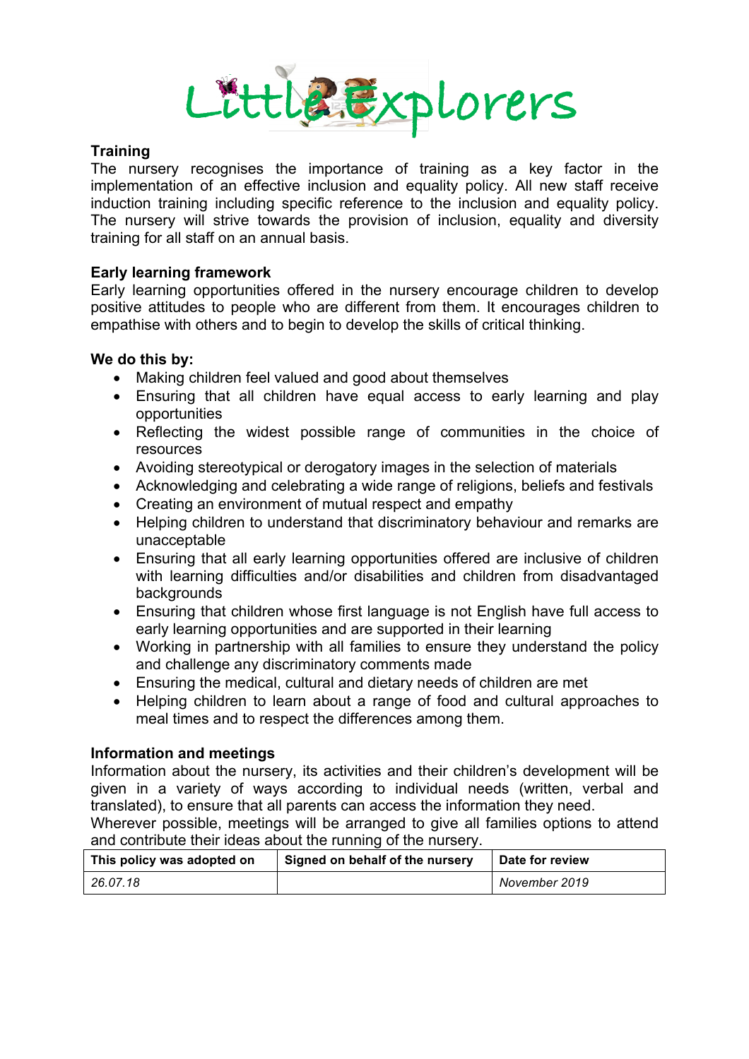### Training

The nursery recognises the importance of training as a key factor in the implementation of an effective inclusion and equality policy. All new staff receive induction training including specific reference to the inclusion and equality policy. The nursery will strive towards the provision of inclusion, equality and diversity training for all staff on an annual basis.

### Early learning framework

Early learning opportunities offered in the nursery encourage children to develop positive attitudes to people who are different from them. It encourages children to empathise with others and to begin to develop the skills of critical thinking.

**We do this by:**

- Making children feel valued and good about themselves
- Ensuring that all children have equal access to early learning and play opportunities
- Reflecting the widest possible range of communities in the choice of resources
- Avoiding stereotypical or derogatory images in the selection of materials
- Acknowledging and celebrating a wide range of religions, beliefs and festivals
- Creating an environment of mutual respect and empathy
- Helping children to understand that discriminatory behaviour and remarks are unacceptable
- Ensuring that all early learning opportunities offered are inclusive of children with learning difficulties and/or disabilities and children from disadvantaged backgrounds
- Ensuring that children whose first language is not English have full access to early learning opportunities and are supported in their learning
- Working in partnership with all families to ensure they understand the policy and challenge any discriminatory comments made
- Ensuring the medical, cultural and dietary needs of children are met
- Helping children to learn about a range of food and cultural approaches to meal times and to respect the differences among them.

### Information and meetings

Information about the nursery, its activities and their children's development will be given in a variety of ways according to individual needs (written, verbal and translated), to ensure that all parents can access the information they need.
Wherever possible, meetings will be arranged to give all families options to attend and contribute their ideas about the running of the nursery.

| This policy was adopted on | Signed on behalf of the nursery | Date for review |
|---|---|---|
| *26.07.18* | | *November 2019* |